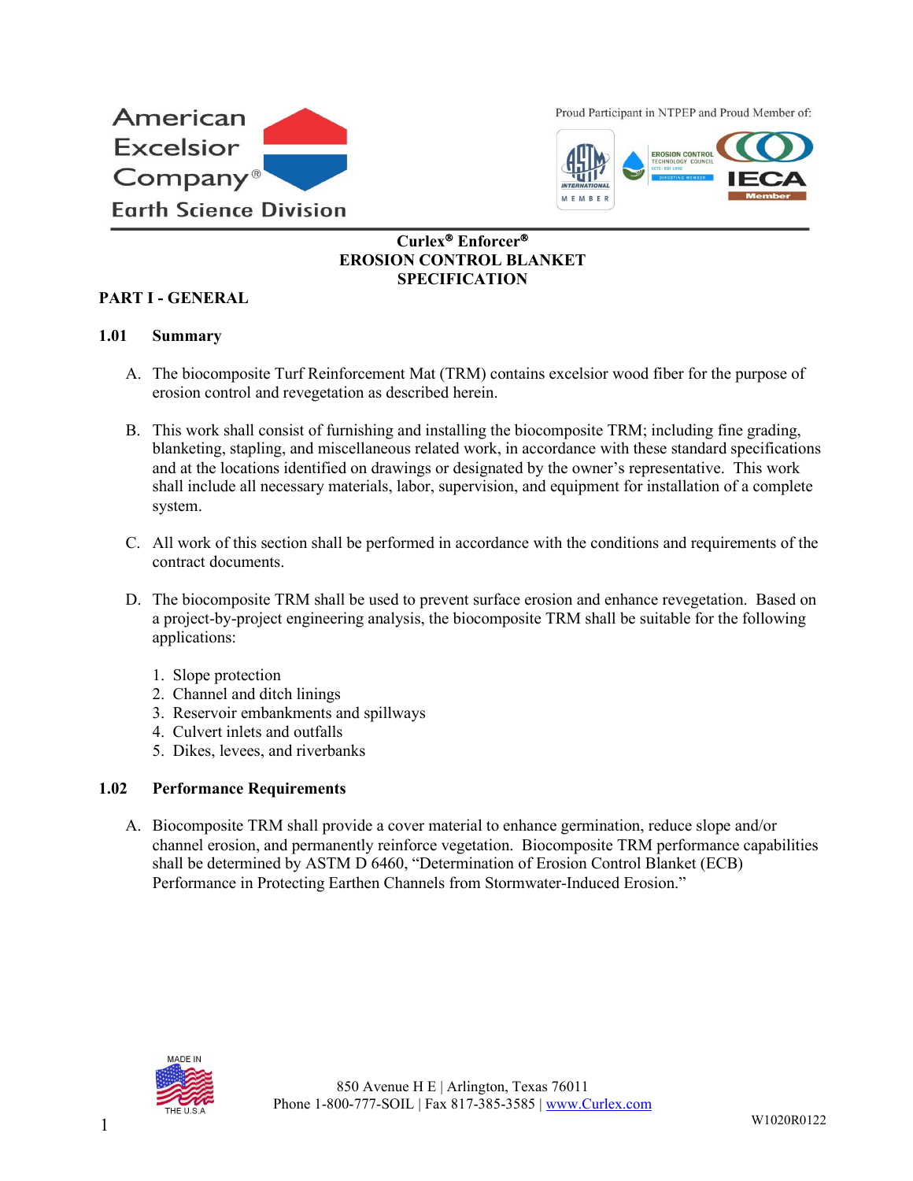# Curlex® Enforcer®
# EROSION CONTROL BLANKET
# SPECIFICATION

## PART I - GENERAL

### 1.01 Summary

A. The biocomposite Turf Reinforcement Mat (TRM) contains excelsior wood fiber for the purpose of erosion control and revegetation as described herein.

B. This work shall consist of furnishing and installing the biocomposite TRM; including fine grading, blanketing, stapling, and miscellaneous related work, in accordance with these standard specifications and at the locations identified on drawings or designated by the owner's representative. This work shall include all necessary materials, labor, supervision, and equipment for installation of a complete system.

C. All work of this section shall be performed in accordance with the conditions and requirements of the contract documents.

D. The biocomposite TRM shall be used to prevent surface erosion and enhance revegetation. Based on a project-by-project engineering analysis, the biocomposite TRM shall be suitable for the following applications:

1. Slope protection
2. Channel and ditch linings
3. Reservoir embankments and spillways
4. Culvert inlets and outfalls
5. Dikes, levees, and riverbanks

### 1.02 Performance Requirements

A. Biocomposite TRM shall provide a cover material to enhance germination, reduce slope and/or channel erosion, and permanently reinforce vegetation. Biocomposite TRM performance capabilities shall be determined by ASTM D 6460, "Determination of Erosion Control Blanket (ECB) Performance in Protecting Earthen Channels from Stormwater-Induced Erosion."

850 Avenue H E | Arlington, Texas 76011
Phone 1-800-777-SOIL | Fax 817-385-3585 | www.Curlex.com

W1020R0122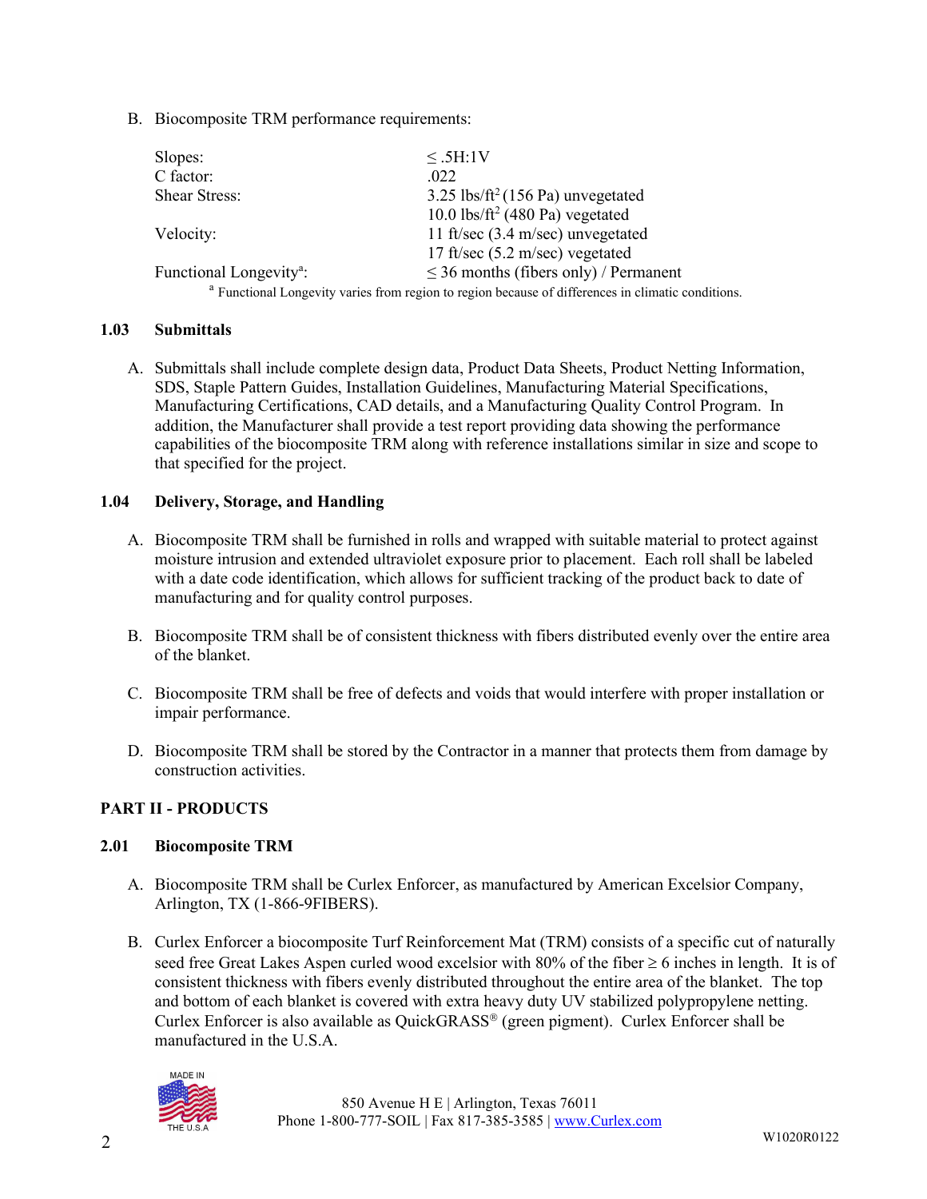B. Biocomposite TRM performance requirements:

| | |
|---|---|
| Slopes: | ≤ .5H:1V |
| C factor: | .022 |
| Shear Stress: | 3.25 lbs/ft$^2$ (156 Pa) unvegetated |
| | 10.0 lbs/ft$^2$ (480 Pa) vegetated |
| Velocity: | 11 ft/sec (3.4 m/sec) unvegetated |
| | 17 ft/sec (5.2 m/sec) vegetated |
| Functional Longevity[a]: | ≤ 36 months (fibers only) / Permanent |

[a] Functional Longevity varies from region to region because of differences in climatic conditions.

## 1.03 Submittals

A. Submittals shall include complete design data, Product Data Sheets, Product Netting Information, SDS, Staple Pattern Guides, Installation Guidelines, Manufacturing Material Specifications, Manufacturing Certifications, CAD details, and a Manufacturing Quality Control Program. In addition, the Manufacturer shall provide a test report providing data showing the performance capabilities of the biocomposite TRM along with reference installations similar in size and scope to that specified for the project.

## 1.04 Delivery, Storage, and Handling

A. Biocomposite TRM shall be furnished in rolls and wrapped with suitable material to protect against moisture intrusion and extended ultraviolet exposure prior to placement. Each roll shall be labeled with a date code identification, which allows for sufficient tracking of the product back to date of manufacturing and for quality control purposes.

B. Biocomposite TRM shall be of consistent thickness with fibers distributed evenly over the entire area of the blanket.

C. Biocomposite TRM shall be free of defects and voids that would interfere with proper installation or impair performance.

D. Biocomposite TRM shall be stored by the Contractor in a manner that protects them from damage by construction activities.

# PART II - PRODUCTS

## 2.01 Biocomposite TRM

A. Biocomposite TRM shall be Curlex Enforcer, as manufactured by American Excelsior Company, Arlington, TX (1-866-9FIBERS).

B. Curlex Enforcer a biocomposite Turf Reinforcement Mat (TRM) consists of a specific cut of naturally seed free Great Lakes Aspen curled wood excelsior with 80% of the fiber ≥ 6 inches in length. It is of consistent thickness with fibers evenly distributed throughout the entire area of the blanket. The top and bottom of each blanket is covered with extra heavy duty UV stabilized polypropylene netting. Curlex Enforcer is also available as QuickGRASS® (green pigment). Curlex Enforcer shall be manufactured in the U.S.A.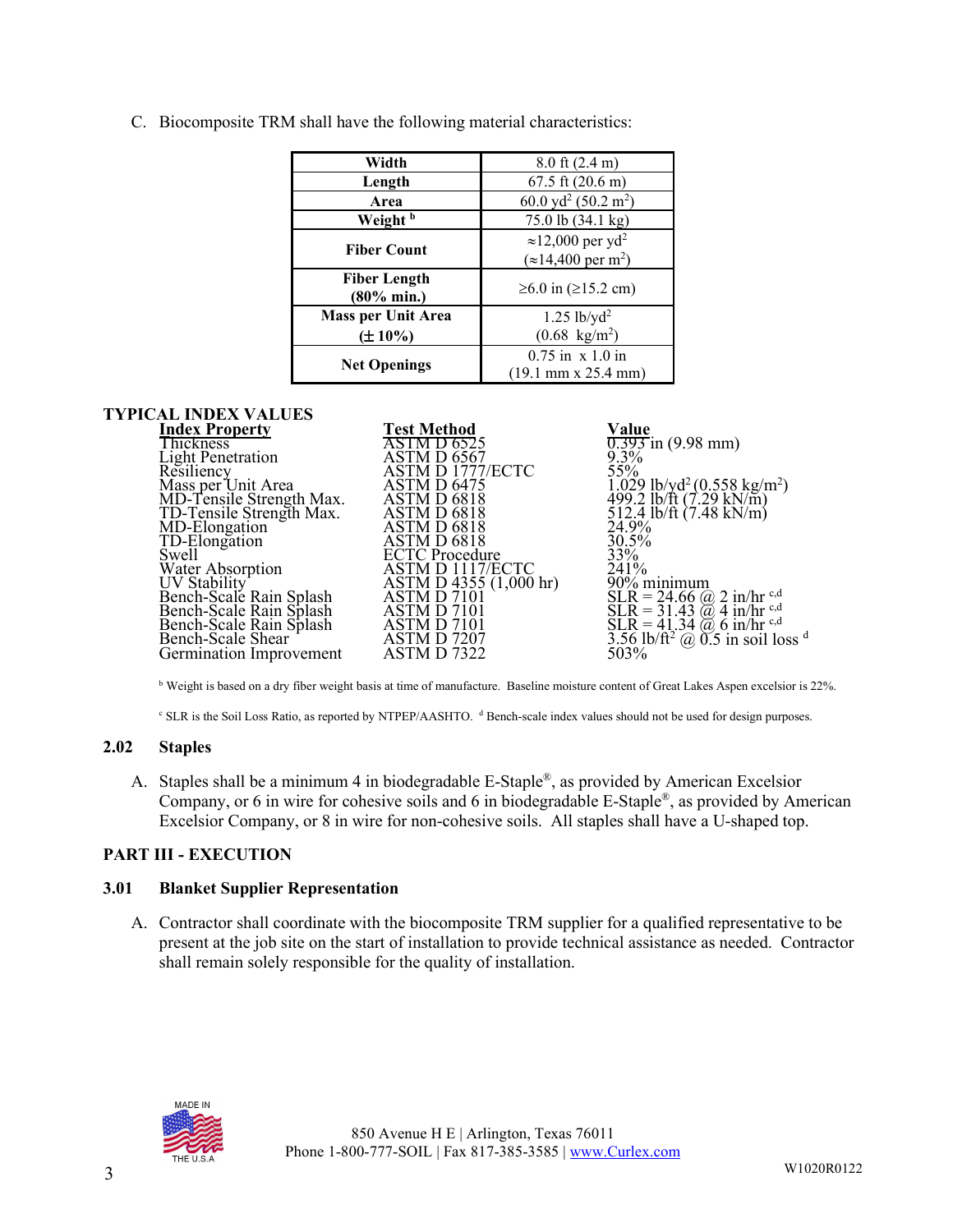C. Biocomposite TRM shall have the following material characteristics:

| Property | Value |
|---|---|
| **Width** | 8.0 ft (2.4 m) |
| **Length** | 67.5 ft (20.6 m) |
| **Area** | 60.0 $yd^2$ (50.2 $m^2$) |
| **Weight** [b] | 75.0 lb (34.1 kg) |
| **Fiber Count** | ≈12,000 per $yd^2$ (≈14,400 per $m^2$) |
| **Fiber Length (80% min.)** | ≥6.0 in (≥15.2 cm) |
| **Mass per Unit Area (± 10%)** | 1.25 lb/$yd^2$ (0.68 kg/$m^2$) |
| **Net Openings** | 0.75 in x 1.0 in (19.1 mm x 25.4 mm) |

**TYPICAL INDEX VALUES**

| Index Property | Test Method | Value |
|---|---|---|
| Thickness | ASTM D 6525 | 0.393 in (9.98 mm) |
| Light Penetration | ASTM D 6567 | 9.3% |
| Resiliency | ASTM D 1777/ECTC | 55% |
| Mass per Unit Area | ASTM D 6475 | 1.029 lb/$yd^2$ (0.558 kg/$m^2$) |
| MD-Tensile Strength Max. | ASTM D 6818 | 499.2 lb/ft (7.29 kN/m) |
| TD-Tensile Strength Max. | ASTM D 6818 | 512.4 lb/ft (7.48 kN/m) |
| MD-Elongation | ASTM D 6818 | 24.9% |
| TD-Elongation | ASTM D 6818 | 30.5% |
| Swell | ECTC Procedure | 33% |
| Water Absorption | ASTM D 1117/ECTC | 241% |
| UV Stability | ASTM D 4355 (1,000 hr) | 90% minimum |
| Bench-Scale Rain Splash | ASTM D 7101 | SLR = 24.66 @ 2 in/hr [c,d] |
| Bench-Scale Rain Splash | ASTM D 7101 | SLR = 31.43 @ 4 in/hr [c,d] |
| Bench-Scale Rain Splash | ASTM D 7101 | SLR = 41.34 @ 6 in/hr [c,d] |
| Bench-Scale Shear | ASTM D 7207 | 3.56 lb/$ft^2$ @ 0.5 in soil loss [d] |
| Germination Improvement | ASTM D 7322 | 503% |

[b] Weight is based on a dry fiber weight basis at time of manufacture. Baseline moisture content of Great Lakes Aspen excelsior is 22%.

[c] SLR is the Soil Loss Ratio, as reported by NTPEP/AASHTO. [d] Bench-scale index values should not be used for design purposes.

### 2.02 Staples

A. Staples shall be a minimum 4 in biodegradable E-Staple®, as provided by American Excelsior Company, or 6 in wire for cohesive soils and 6 in biodegradable E-Staple®, as provided by American Excelsior Company, or 8 in wire for non-cohesive soils. All staples shall have a U-shaped top.

## PART III - EXECUTION

### 3.01 Blanket Supplier Representation

A. Contractor shall coordinate with the biocomposite TRM supplier for a qualified representative to be present at the job site on the start of installation to provide technical assistance as needed. Contractor shall remain solely responsible for the quality of installation.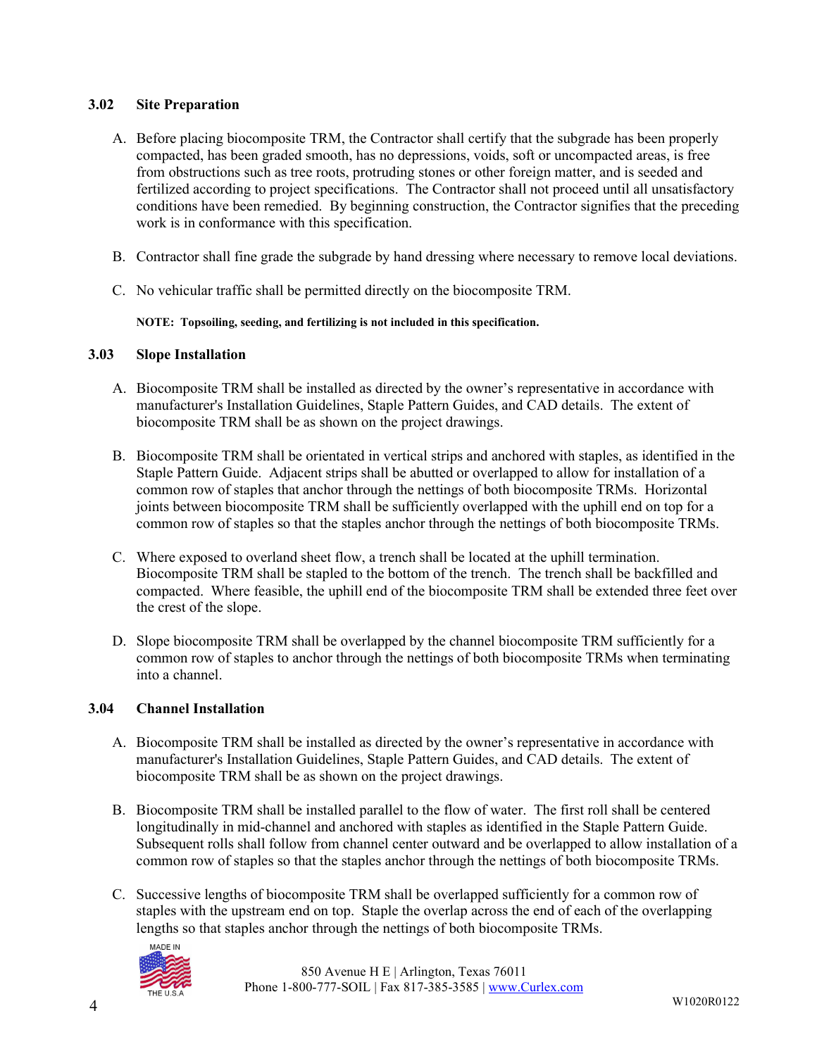### 3.02 Site Preparation

A. Before placing biocomposite TRM, the Contractor shall certify that the subgrade has been properly compacted, has been graded smooth, has no depressions, voids, soft or uncompacted areas, is free from obstructions such as tree roots, protruding stones or other foreign matter, and is seeded and fertilized according to project specifications. The Contractor shall not proceed until all unsatisfactory conditions have been remedied. By beginning construction, the Contractor signifies that the preceding work is in conformance with this specification.

B. Contractor shall fine grade the subgrade by hand dressing where necessary to remove local deviations.

C. No vehicular traffic shall be permitted directly on the biocomposite TRM.

**NOTE: Topsoiling, seeding, and fertilizing is not included in this specification.**

### 3.03 Slope Installation

A. Biocomposite TRM shall be installed as directed by the owner's representative in accordance with manufacturer's Installation Guidelines, Staple Pattern Guides, and CAD details. The extent of biocomposite TRM shall be as shown on the project drawings.

B. Biocomposite TRM shall be orientated in vertical strips and anchored with staples, as identified in the Staple Pattern Guide. Adjacent strips shall be abutted or overlapped to allow for installation of a common row of staples that anchor through the nettings of both biocomposite TRMs. Horizontal joints between biocomposite TRM shall be sufficiently overlapped with the uphill end on top for a common row of staples so that the staples anchor through the nettings of both biocomposite TRMs.

C. Where exposed to overland sheet flow, a trench shall be located at the uphill termination. Biocomposite TRM shall be stapled to the bottom of the trench. The trench shall be backfilled and compacted. Where feasible, the uphill end of the biocomposite TRM shall be extended three feet over the crest of the slope.

D. Slope biocomposite TRM shall be overlapped by the channel biocomposite TRM sufficiently for a common row of staples to anchor through the nettings of both biocomposite TRMs when terminating into a channel.

### 3.04 Channel Installation

A. Biocomposite TRM shall be installed as directed by the owner's representative in accordance with manufacturer's Installation Guidelines, Staple Pattern Guides, and CAD details. The extent of biocomposite TRM shall be as shown on the project drawings.

B. Biocomposite TRM shall be installed parallel to the flow of water. The first roll shall be centered longitudinally in mid-channel and anchored with staples as identified in the Staple Pattern Guide. Subsequent rolls shall follow from channel center outward and be overlapped to allow installation of a common row of staples so that the staples anchor through the nettings of both biocomposite TRMs.

C. Successive lengths of biocomposite TRM shall be overlapped sufficiently for a common row of staples with the upstream end on top. Staple the overlap across the end of each of the overlapping lengths so that staples anchor through the nettings of both biocomposite TRMs.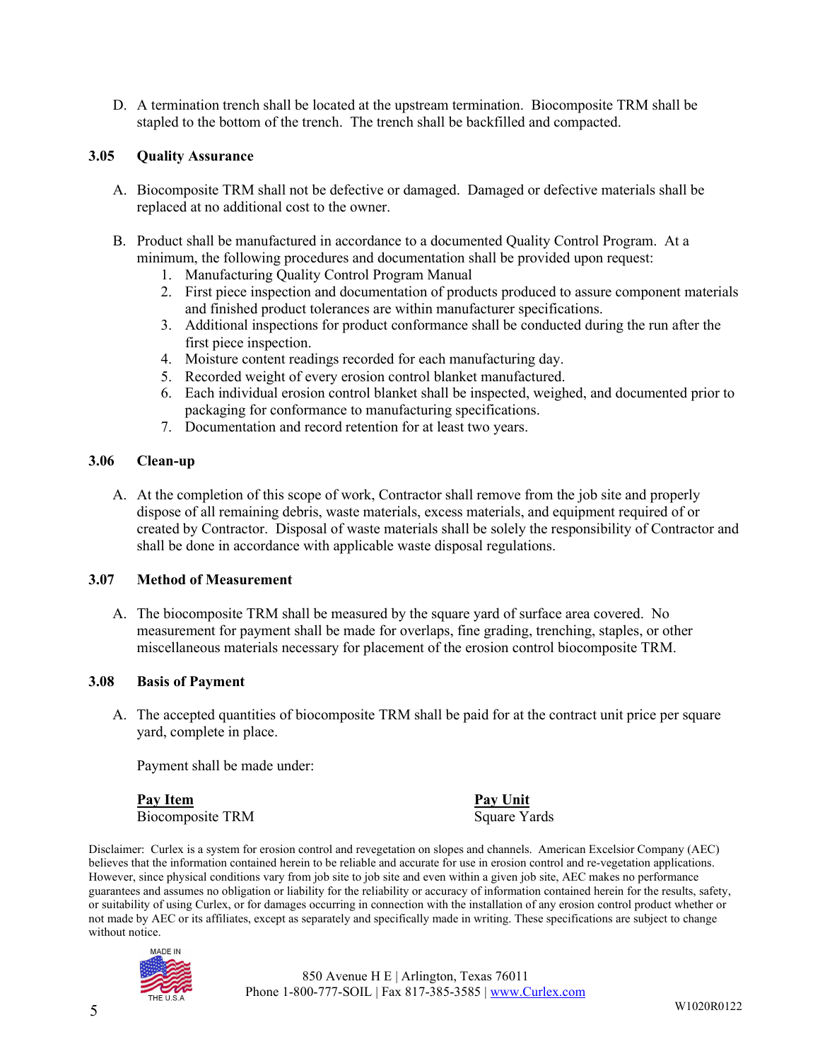D. A termination trench shall be located at the upstream termination. Biocomposite TRM shall be stapled to the bottom of the trench. The trench shall be backfilled and compacted.

### 3.05 Quality Assurance

A. Biocomposite TRM shall not be defective or damaged. Damaged or defective materials shall be replaced at no additional cost to the owner.

B. Product shall be manufactured in accordance to a documented Quality Control Program. At a minimum, the following procedures and documentation shall be provided upon request:
   1. Manufacturing Quality Control Program Manual
   2. First piece inspection and documentation of products produced to assure component materials and finished product tolerances are within manufacturer specifications.
   3. Additional inspections for product conformance shall be conducted during the run after the first piece inspection.
   4. Moisture content readings recorded for each manufacturing day.
   5. Recorded weight of every erosion control blanket manufactured.
   6. Each individual erosion control blanket shall be inspected, weighed, and documented prior to packaging for conformance to manufacturing specifications.
   7. Documentation and record retention for at least two years.

### 3.06 Clean-up

A. At the completion of this scope of work, Contractor shall remove from the job site and properly dispose of all remaining debris, waste materials, excess materials, and equipment required of or created by Contractor. Disposal of waste materials shall be solely the responsibility of Contractor and shall be done in accordance with applicable waste disposal regulations.

### 3.07 Method of Measurement

A. The biocomposite TRM shall be measured by the square yard of surface area covered. No measurement for payment shall be made for overlaps, fine grading, trenching, staples, or other miscellaneous materials necessary for placement of the erosion control biocomposite TRM.

### 3.08 Basis of Payment

A. The accepted quantities of biocomposite TRM shall be paid for at the contract unit price per square yard, complete in place.

Payment shall be made under:

| Pay Item | Pay Unit |
|---|---|
| Biocomposite TRM | Square Yards |

Disclaimer: Curlex is a system for erosion control and revegetation on slopes and channels. American Excelsior Company (AEC) believes that the information contained herein to be reliable and accurate for use in erosion control and re-vegetation applications. However, since physical conditions vary from job site to job site and even within a given job site, AEC makes no performance guarantees and assumes no obligation or liability for the reliability or accuracy of information contained herein for the results, safety, or suitability of using Curlex, or for damages occurring in connection with the installation of any erosion control product whether or not made by AEC or its affiliates, except as separately and specifically made in writing. These specifications are subject to change without notice.

MADE IN THE U.S.A

850 Avenue H E | Arlington, Texas 76011
Phone 1-800-777-SOIL | Fax 817-385-3585 | www.Curlex.com

W1020R0122